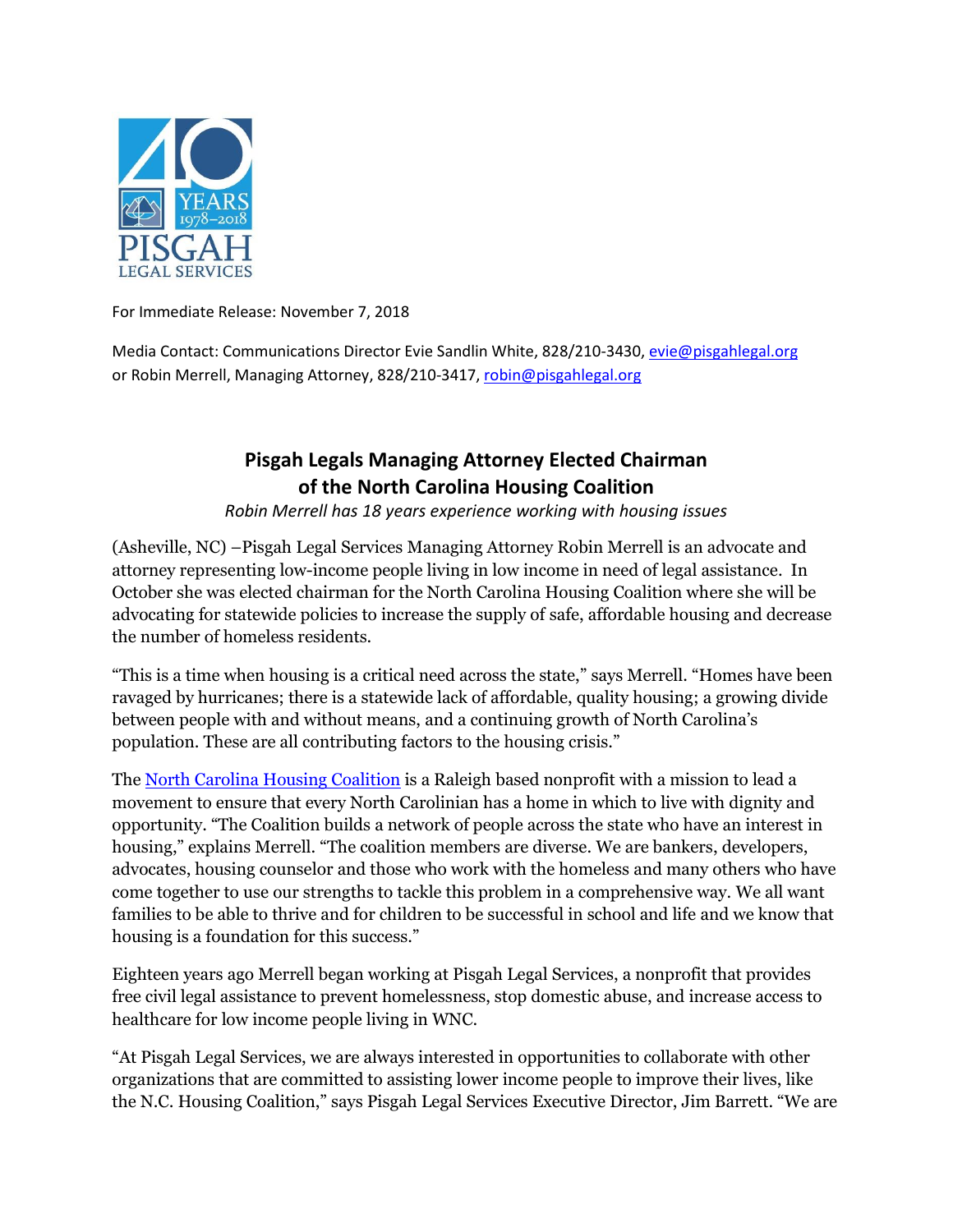40 YEARS 1978–2018
PISGAH
LEGAL SERVICES

For Immediate Release: November 7, 2018

Media Contact: Communications Director Evie Sandlin White, 828/210-3430, evie@pisgahlegal.org
or Robin Merrell, Managing Attorney, 828/210-3417, robin@pisgahlegal.org

## Pisgah Legals Managing Attorney Elected Chairman of the North Carolina Housing Coalition

*Robin Merrell has 18 years experience working with housing issues*

(Asheville, NC) –Pisgah Legal Services Managing Attorney Robin Merrell is an advocate and attorney representing low-income people living in low income in need of legal assistance. In October she was elected chairman for the North Carolina Housing Coalition where she will be advocating for statewide policies to increase the supply of safe, affordable housing and decrease the number of homeless residents.

"This is a time when housing is a critical need across the state," says Merrell. "Homes have been ravaged by hurricanes; there is a statewide lack of affordable, quality housing; a growing divide between people with and without means, and a continuing growth of North Carolina's population. These are all contributing factors to the housing crisis."

The North Carolina Housing Coalition is a Raleigh based nonprofit with a mission to lead a movement to ensure that every North Carolinian has a home in which to live with dignity and opportunity. "The Coalition builds a network of people across the state who have an interest in housing," explains Merrell. "The coalition members are diverse. We are bankers, developers, advocates, housing counselor and those who work with the homeless and many others who have come together to use our strengths to tackle this problem in a comprehensive way. We all want families to be able to thrive and for children to be successful in school and life and we know that housing is a foundation for this success."

Eighteen years ago Merrell began working at Pisgah Legal Services, a nonprofit that provides free civil legal assistance to prevent homelessness, stop domestic abuse, and increase access to healthcare for low income people living in WNC.

"At Pisgah Legal Services, we are always interested in opportunities to collaborate with other organizations that are committed to assisting lower income people to improve their lives, like the N.C. Housing Coalition," says Pisgah Legal Services Executive Director, Jim Barrett. "We are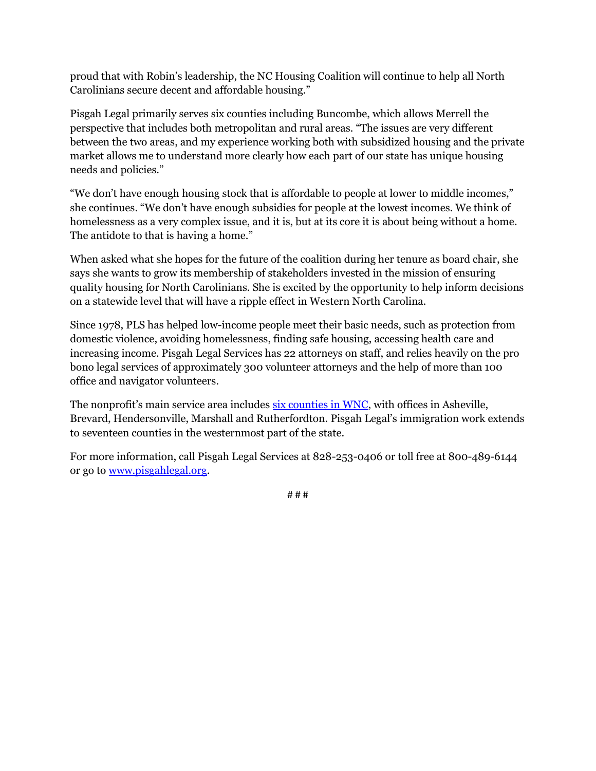proud that with Robin's leadership, the NC Housing Coalition will continue to help all North Carolinians secure decent and affordable housing."

Pisgah Legal primarily serves six counties including Buncombe, which allows Merrell the perspective that includes both metropolitan and rural areas. "The issues are very different between the two areas, and my experience working both with subsidized housing and the private market allows me to understand more clearly how each part of our state has unique housing needs and policies."

"We don't have enough housing stock that is affordable to people at lower to middle incomes," she continues. "We don't have enough subsidies for people at the lowest incomes. We think of homelessness as a very complex issue, and it is, but at its core it is about being without a home. The antidote to that is having a home."

When asked what she hopes for the future of the coalition during her tenure as board chair, she says she wants to grow its membership of stakeholders invested in the mission of ensuring quality housing for North Carolinians. She is excited by the opportunity to help inform decisions on a statewide level that will have a ripple effect in Western North Carolina.

Since 1978, PLS has helped low-income people meet their basic needs, such as protection from domestic violence, avoiding homelessness, finding safe housing, accessing health care and increasing income. Pisgah Legal Services has 22 attorneys on staff, and relies heavily on the pro bono legal services of approximately 300 volunteer attorneys and the help of more than 100 office and navigator volunteers.

The nonprofit's main service area includes [six counties in WNC](), with offices in Asheville, Brevard, Hendersonville, Marshall and Rutherfordton. Pisgah Legal's immigration work extends to seventeen counties in the westernmost part of the state.

For more information, call Pisgah Legal Services at 828-253-0406 or toll free at 800-489-6144 or go to [www.pisgahlegal.org](www.pisgahlegal.org).

# # #